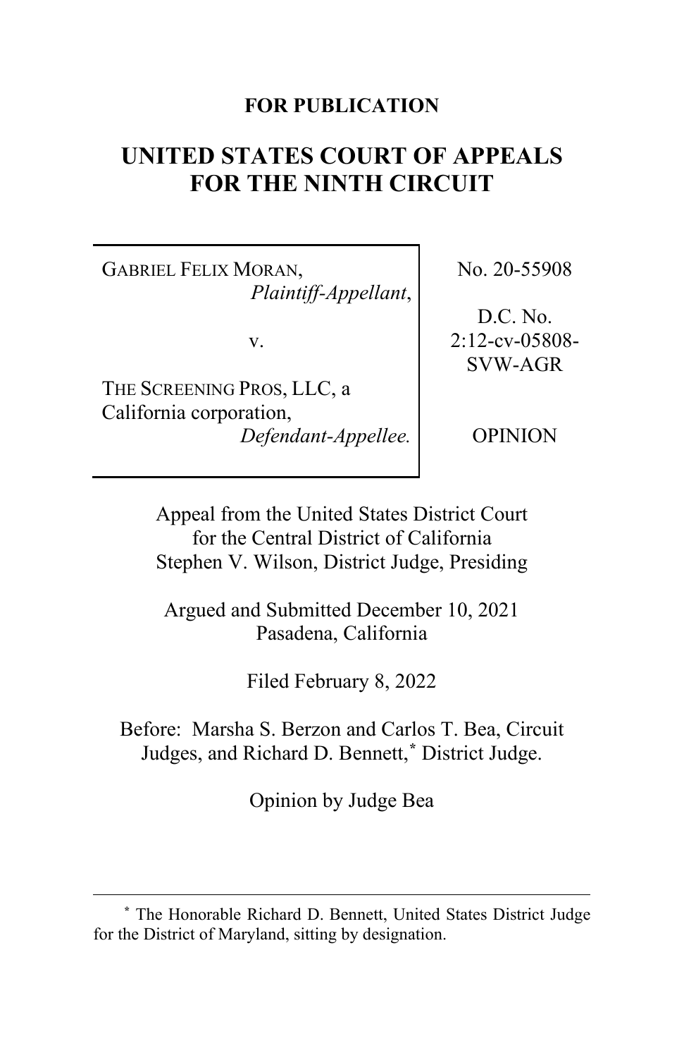**FOR PUBLICATION**

# UNITED STATES COURT OF APPEALS FOR THE NINTH CIRCUIT

GABRIEL FELIX MORAN,
*Plaintiff-Appellant*,

v.

THE SCREENING PROS, LLC, a California corporation,
*Defendant-Appellee.*

No. 20-55908

D.C. No. 2:12-cv-05808-SVW-AGR

OPINION

Appeal from the United States District Court
for the Central District of California
Stephen V. Wilson, District Judge, Presiding

Argued and Submitted December 10, 2021
Pasadena, California

Filed February 8, 2022

Before: Marsha S. Berzon and Carlos T. Bea, Circuit Judges, and Richard D. Bennett,[*] District Judge.

Opinion by Judge Bea

---

[*] The Honorable Richard D. Bennett, United States District Judge for the District of Maryland, sitting by designation.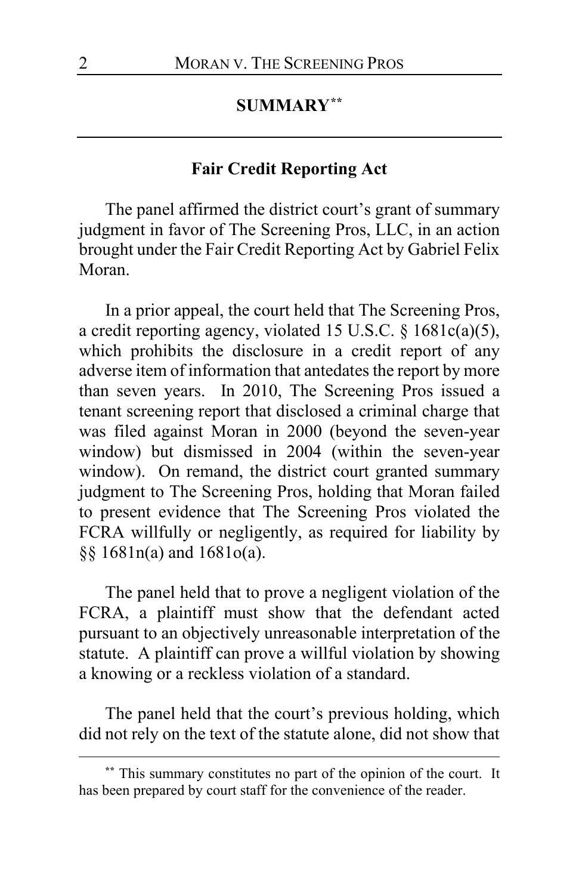## SUMMARY[**]

### Fair Credit Reporting Act

The panel affirmed the district court's grant of summary judgment in favor of The Screening Pros, LLC, in an action brought under the Fair Credit Reporting Act by Gabriel Felix Moran.

In a prior appeal, the court held that The Screening Pros, a credit reporting agency, violated 15 U.S.C. § 1681c(a)(5), which prohibits the disclosure in a credit report of any adverse item of information that antedates the report by more than seven years. In 2010, The Screening Pros issued a tenant screening report that disclosed a criminal charge that was filed against Moran in 2000 (beyond the seven-year window) but dismissed in 2004 (within the seven-year window). On remand, the district court granted summary judgment to The Screening Pros, holding that Moran failed to present evidence that The Screening Pros violated the FCRA willfully or negligently, as required for liability by §§ 1681n(a) and 1681o(a).

The panel held that to prove a negligent violation of the FCRA, a plaintiff must show that the defendant acted pursuant to an objectively unreasonable interpretation of the statute. A plaintiff can prove a willful violation by showing a knowing or a reckless violation of a standard.

The panel held that the court's previous holding, which did not rely on the text of the statute alone, did not show that

---

[**] This summary constitutes no part of the opinion of the court. It has been prepared by court staff for the convenience of the reader.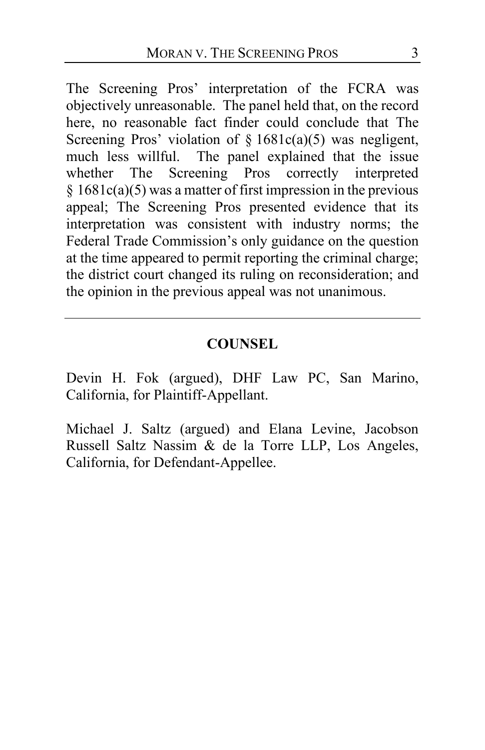The Screening Pros' interpretation of the FCRA was objectively unreasonable. The panel held that, on the record here, no reasonable fact finder could conclude that The Screening Pros' violation of § 1681c(a)(5) was negligent, much less willful. The panel explained that the issue whether The Screening Pros correctly interpreted § 1681c(a)(5) was a matter of first impression in the previous appeal; The Screening Pros presented evidence that its interpretation was consistent with industry norms; the Federal Trade Commission's only guidance on the question at the time appeared to permit reporting the criminal charge; the district court changed its ruling on reconsideration; and the opinion in the previous appeal was not unanimous.

---

## COUNSEL

Devin H. Fok (argued), DHF Law PC, San Marino, California, for Plaintiff-Appellant.

Michael J. Saltz (argued) and Elana Levine, Jacobson Russell Saltz Nassim & de la Torre LLP, Los Angeles, California, for Defendant-Appellee.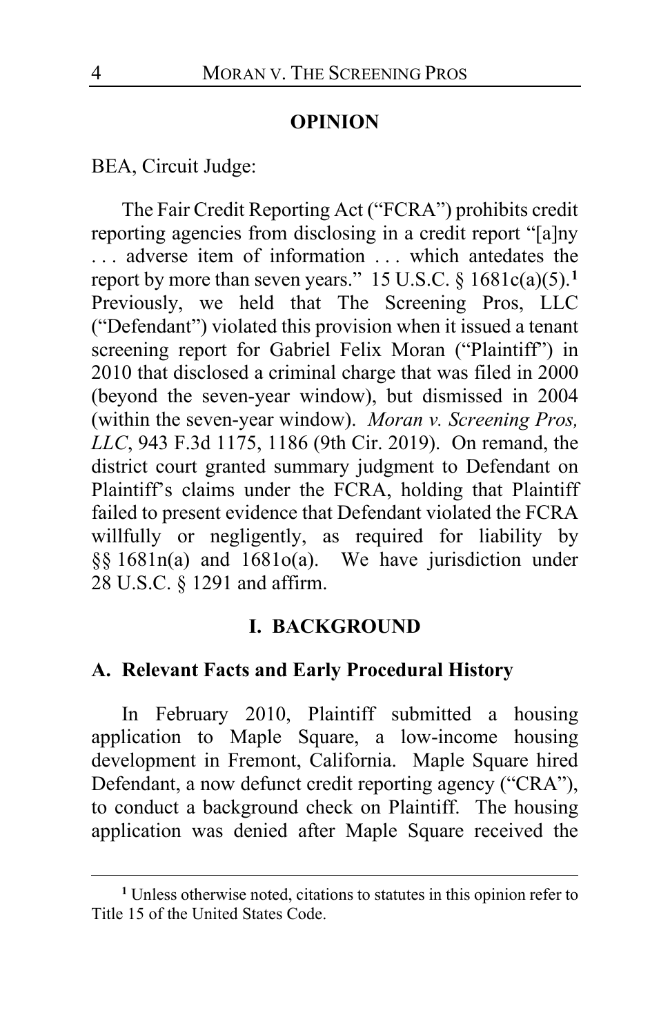## OPINION

BEA, Circuit Judge:

The Fair Credit Reporting Act ("FCRA") prohibits credit reporting agencies from disclosing in a credit report "[a]ny . . . adverse item of information . . . which antedates the report by more than seven years." 15 U.S.C. § 1681c(a)(5).[1] Previously, we held that The Screening Pros, LLC ("Defendant") violated this provision when it issued a tenant screening report for Gabriel Felix Moran ("Plaintiff") in 2010 that disclosed a criminal charge that was filed in 2000 (beyond the seven-year window), but dismissed in 2004 (within the seven-year window). *Moran v. Screening Pros, LLC*, 943 F.3d 1175, 1186 (9th Cir. 2019). On remand, the district court granted summary judgment to Defendant on Plaintiff's claims under the FCRA, holding that Plaintiff failed to present evidence that Defendant violated the FCRA willfully or negligently, as required for liability by §§ 1681n(a) and 1681o(a). We have jurisdiction under 28 U.S.C. § 1291 and affirm.

## I. BACKGROUND

### A. Relevant Facts and Early Procedural History

In February 2010, Plaintiff submitted a housing application to Maple Square, a low-income housing development in Fremont, California. Maple Square hired Defendant, a now defunct credit reporting agency ("CRA"), to conduct a background check on Plaintiff. The housing application was denied after Maple Square received the

[1] Unless otherwise noted, citations to statutes in this opinion refer to Title 15 of the United States Code.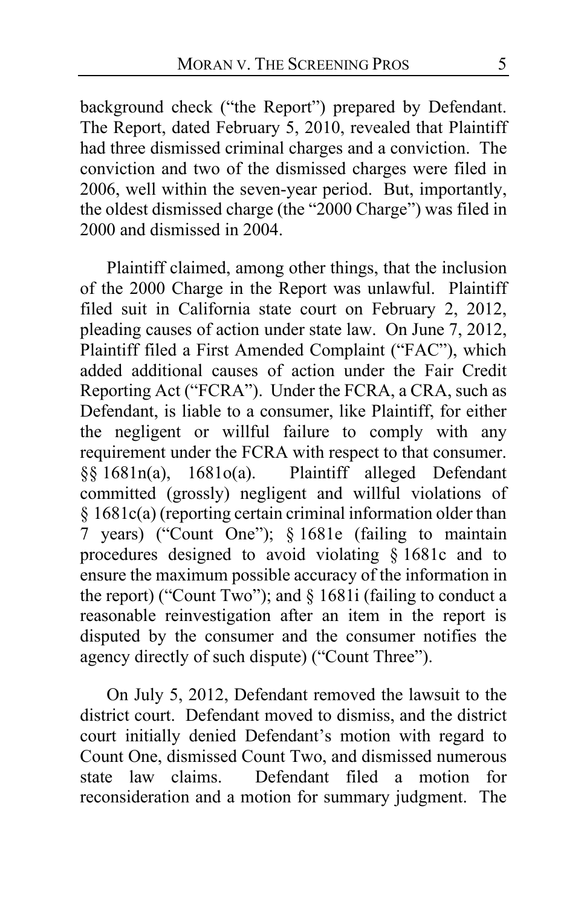background check ("the Report") prepared by Defendant. The Report, dated February 5, 2010, revealed that Plaintiff had three dismissed criminal charges and a conviction. The conviction and two of the dismissed charges were filed in 2006, well within the seven-year period. But, importantly, the oldest dismissed charge (the "2000 Charge") was filed in 2000 and dismissed in 2004.

Plaintiff claimed, among other things, that the inclusion of the 2000 Charge in the Report was unlawful. Plaintiff filed suit in California state court on February 2, 2012, pleading causes of action under state law. On June 7, 2012, Plaintiff filed a First Amended Complaint ("FAC"), which added additional causes of action under the Fair Credit Reporting Act ("FCRA"). Under the FCRA, a CRA, such as Defendant, is liable to a consumer, like Plaintiff, for either the negligent or willful failure to comply with any requirement under the FCRA with respect to that consumer. §§ 1681n(a), 1681o(a). Plaintiff alleged Defendant committed (grossly) negligent and willful violations of § 1681c(a) (reporting certain criminal information older than 7 years) ("Count One"); § 1681e (failing to maintain procedures designed to avoid violating § 1681c and to ensure the maximum possible accuracy of the information in the report) ("Count Two"); and § 1681i (failing to conduct a reasonable reinvestigation after an item in the report is disputed by the consumer and the consumer notifies the agency directly of such dispute) ("Count Three").

On July 5, 2012, Defendant removed the lawsuit to the district court. Defendant moved to dismiss, and the district court initially denied Defendant's motion with regard to Count One, dismissed Count Two, and dismissed numerous state law claims. Defendant filed a motion for reconsideration and a motion for summary judgment. The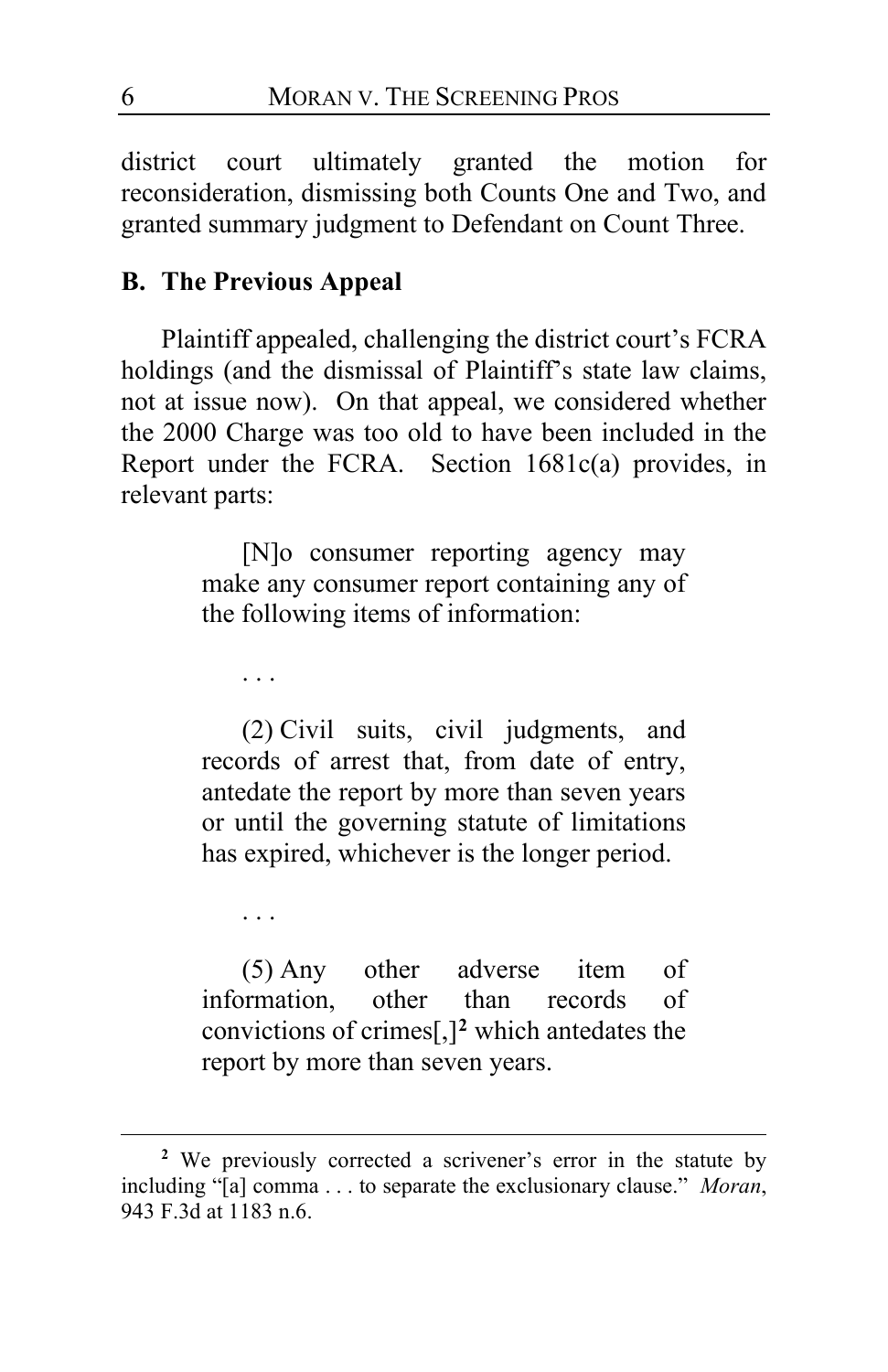district court ultimately granted the motion for reconsideration, dismissing both Counts One and Two, and granted summary judgment to Defendant on Count Three.

## B. The Previous Appeal

Plaintiff appealed, challenging the district court's FCRA holdings (and the dismissal of Plaintiff's state law claims, not at issue now). On that appeal, we considered whether the 2000 Charge was too old to have been included in the Report under the FCRA. Section 1681c(a) provides, in relevant parts:

> [N]o consumer reporting agency may make any consumer report containing any of the following items of information:
>
> . . .
>
> (2) Civil suits, civil judgments, and records of arrest that, from date of entry, antedate the report by more than seven years or until the governing statute of limitations has expired, whichever is the longer period.
>
> . . .
>
> (5) Any other adverse item of information, other than records of convictions of crimes[,][2] which antedates the report by more than seven years.

---

[2] We previously corrected a scrivener's error in the statute by including "[a] comma . . . to separate the exclusionary clause." *Moran*, 943 F.3d at 1183 n.6.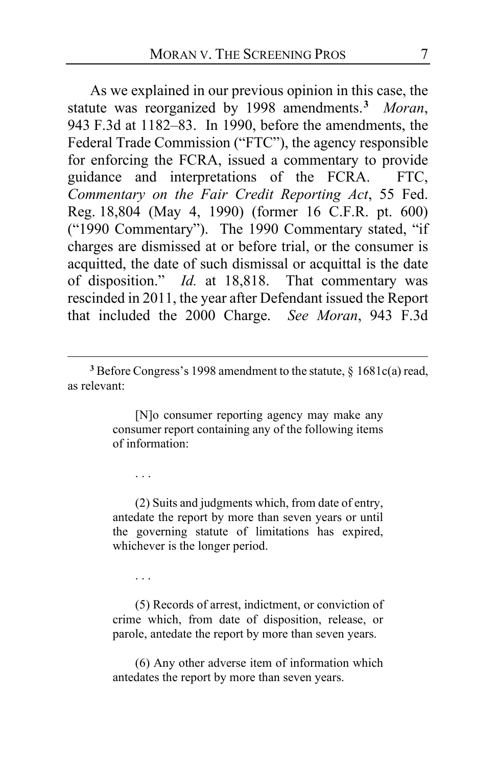As we explained in our previous opinion in this case, the statute was reorganized by 1998 amendments.[3] *Moran*, 943 F.3d at 1182–83. In 1990, before the amendments, the Federal Trade Commission ("FTC"), the agency responsible for enforcing the FCRA, issued a commentary to provide guidance and interpretations of the FCRA. FTC, *Commentary on the Fair Credit Reporting Act*, 55 Fed. Reg. 18,804 (May 4, 1990) (former 16 C.F.R. pt. 600) ("1990 Commentary"). The 1990 Commentary stated, "if charges are dismissed at or before trial, or the consumer is acquitted, the date of such dismissal or acquittal is the date of disposition." *Id.* at 18,818. That commentary was rescinded in 2011, the year after Defendant issued the Report that included the 2000 Charge. *See Moran*, 943 F.3d

---

[3] Before Congress's 1998 amendment to the statute, § 1681c(a) read, as relevant:

> [N]o consumer reporting agency may make any consumer report containing any of the following items of information:
>
> . . .
>
> (2) Suits and judgments which, from date of entry, antedate the report by more than seven years or until the governing statute of limitations has expired, whichever is the longer period.
>
> . . .
>
> (5) Records of arrest, indictment, or conviction of crime which, from date of disposition, release, or parole, antedate the report by more than seven years.
>
> (6) Any other adverse item of information which antedates the report by more than seven years.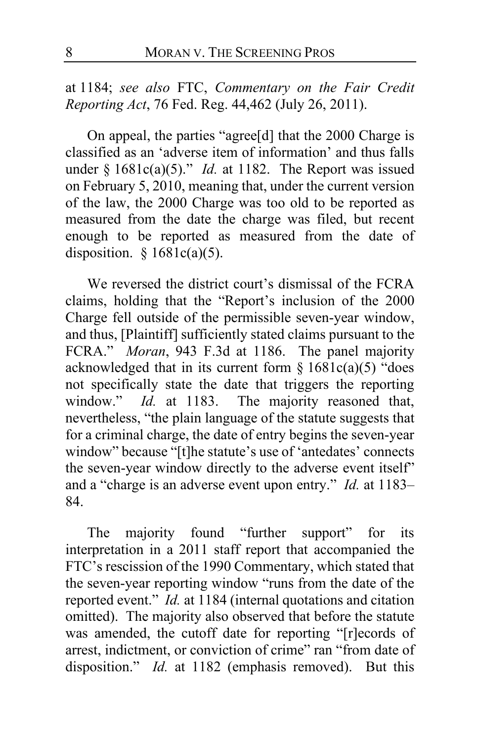at 1184; *see also* FTC, *Commentary on the Fair Credit Reporting Act*, 76 Fed. Reg. 44,462 (July 26, 2011).

On appeal, the parties "agree[d] that the 2000 Charge is classified as an 'adverse item of information' and thus falls under § 1681c(a)(5)." *Id.* at 1182. The Report was issued on February 5, 2010, meaning that, under the current version of the law, the 2000 Charge was too old to be reported as measured from the date the charge was filed, but recent enough to be reported as measured from the date of disposition. § 1681c(a)(5).

We reversed the district court's dismissal of the FCRA claims, holding that the "Report's inclusion of the 2000 Charge fell outside of the permissible seven-year window, and thus, [Plaintiff] sufficiently stated claims pursuant to the FCRA." *Moran*, 943 F.3d at 1186. The panel majority acknowledged that in its current form § 1681c(a)(5) "does not specifically state the date that triggers the reporting window." *Id.* at 1183. The majority reasoned that, nevertheless, "the plain language of the statute suggests that for a criminal charge, the date of entry begins the seven-year window" because "[t]he statute's use of 'antedates' connects the seven-year window directly to the adverse event itself" and a "charge is an adverse event upon entry." *Id.* at 1183–84.

The majority found "further support" for its interpretation in a 2011 staff report that accompanied the FTC's rescission of the 1990 Commentary, which stated that the seven-year reporting window "runs from the date of the reported event." *Id.* at 1184 (internal quotations and citation omitted). The majority also observed that before the statute was amended, the cutoff date for reporting "[r]ecords of arrest, indictment, or conviction of crime" ran "from date of disposition." *Id.* at 1182 (emphasis removed). But this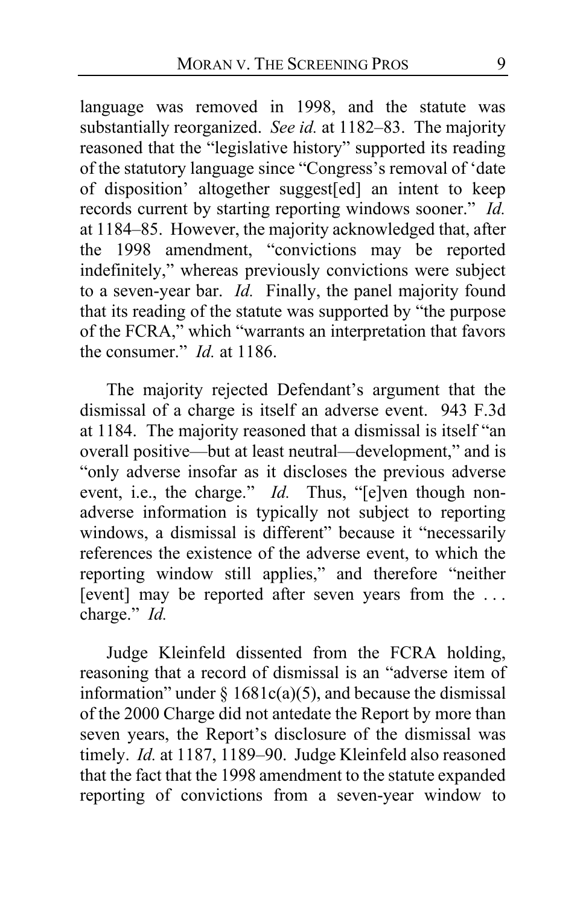language was removed in 1998, and the statute was substantially reorganized. *See id.* at 1182–83. The majority reasoned that the "legislative history" supported its reading of the statutory language since "Congress's removal of 'date of disposition' altogether suggest[ed] an intent to keep records current by starting reporting windows sooner." *Id.* at 1184–85. However, the majority acknowledged that, after the 1998 amendment, "convictions may be reported indefinitely," whereas previously convictions were subject to a seven-year bar. *Id.* Finally, the panel majority found that its reading of the statute was supported by "the purpose of the FCRA," which "warrants an interpretation that favors the consumer." *Id.* at 1186.

The majority rejected Defendant's argument that the dismissal of a charge is itself an adverse event. 943 F.3d at 1184. The majority reasoned that a dismissal is itself "an overall positive—but at least neutral—development," and is "only adverse insofar as it discloses the previous adverse event, i.e., the charge." *Id.* Thus, "[e]ven though non-adverse information is typically not subject to reporting windows, a dismissal is different" because it "necessarily references the existence of the adverse event, to which the reporting window still applies," and therefore "neither [event] may be reported after seven years from the . . . charge." *Id.*

Judge Kleinfeld dissented from the FCRA holding, reasoning that a record of dismissal is an "adverse item of information" under § 1681c(a)(5), and because the dismissal of the 2000 Charge did not antedate the Report by more than seven years, the Report's disclosure of the dismissal was timely. *Id.* at 1187, 1189–90. Judge Kleinfeld also reasoned that the fact that the 1998 amendment to the statute expanded reporting of convictions from a seven-year window to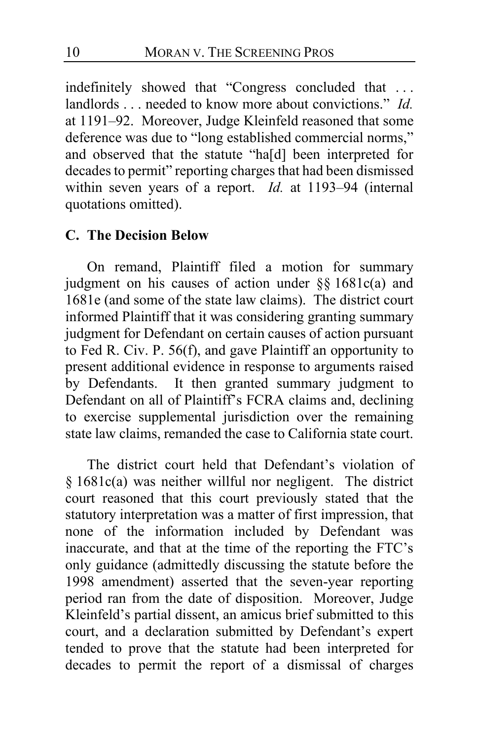indefinitely showed that "Congress concluded that . . . landlords . . . needed to know more about convictions." *Id.* at 1191–92. Moreover, Judge Kleinfeld reasoned that some deference was due to "long established commercial norms," and observed that the statute "ha[d] been interpreted for decades to permit" reporting charges that had been dismissed within seven years of a report. *Id.* at 1193–94 (internal quotations omitted).

### C. The Decision Below

On remand, Plaintiff filed a motion for summary judgment on his causes of action under §§ 1681c(a) and 1681e (and some of the state law claims). The district court informed Plaintiff that it was considering granting summary judgment for Defendant on certain causes of action pursuant to Fed R. Civ. P. 56(f), and gave Plaintiff an opportunity to present additional evidence in response to arguments raised by Defendants. It then granted summary judgment to Defendant on all of Plaintiff's FCRA claims and, declining to exercise supplemental jurisdiction over the remaining state law claims, remanded the case to California state court.

The district court held that Defendant's violation of § 1681c(a) was neither willful nor negligent. The district court reasoned that this court previously stated that the statutory interpretation was a matter of first impression, that none of the information included by Defendant was inaccurate, and that at the time of the reporting the FTC's only guidance (admittedly discussing the statute before the 1998 amendment) asserted that the seven-year reporting period ran from the date of disposition. Moreover, Judge Kleinfeld's partial dissent, an amicus brief submitted to this court, and a declaration submitted by Defendant's expert tended to prove that the statute had been interpreted for decades to permit the report of a dismissal of charges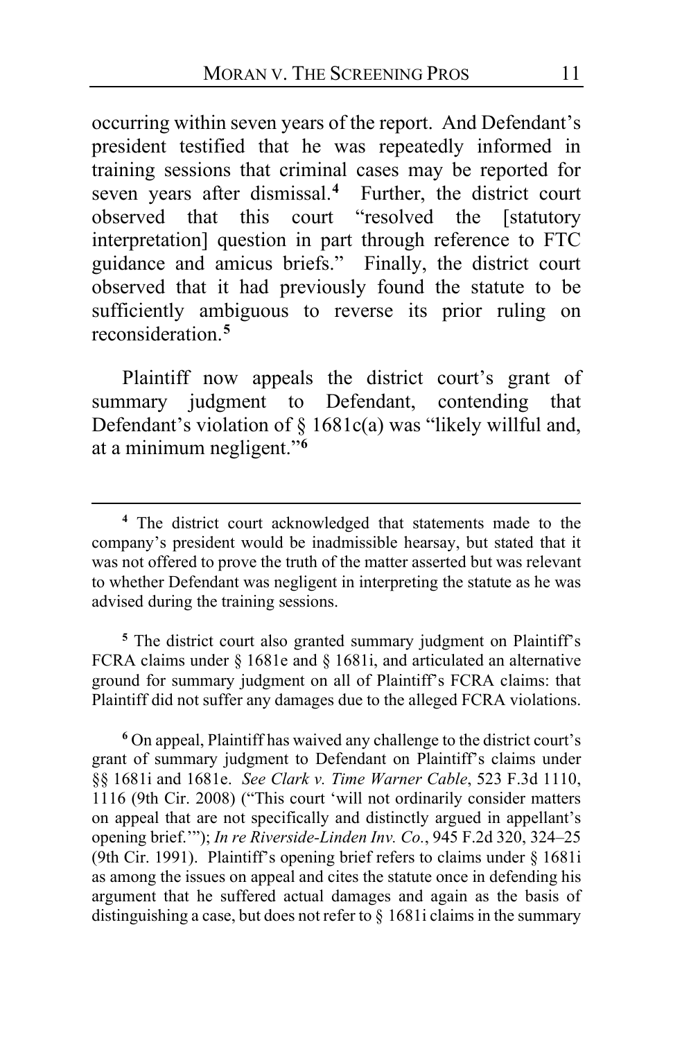occurring within seven years of the report. And Defendant's president testified that he was repeatedly informed in training sessions that criminal cases may be reported for seven years after dismissal.[4] Further, the district court observed that this court "resolved the [statutory interpretation] question in part through reference to FTC guidance and amicus briefs." Finally, the district court observed that it had previously found the statute to be sufficiently ambiguous to reverse its prior ruling on reconsideration.[5]

Plaintiff now appeals the district court's grant of summary judgment to Defendant, contending that Defendant's violation of § 1681c(a) was "likely willful and, at a minimum negligent."[6]

---

[4] The district court acknowledged that statements made to the company's president would be inadmissible hearsay, but stated that it was not offered to prove the truth of the matter asserted but was relevant to whether Defendant was negligent in interpreting the statute as he was advised during the training sessions.

[5] The district court also granted summary judgment on Plaintiff's FCRA claims under § 1681e and § 1681i, and articulated an alternative ground for summary judgment on all of Plaintiff's FCRA claims: that Plaintiff did not suffer any damages due to the alleged FCRA violations.

[6] On appeal, Plaintiff has waived any challenge to the district court's grant of summary judgment to Defendant on Plaintiff's claims under §§ 1681i and 1681e. *See Clark v. Time Warner Cable*, 523 F.3d 1110, 1116 (9th Cir. 2008) ("This court 'will not ordinarily consider matters on appeal that are not specifically and distinctly argued in appellant's opening brief.'"); *In re Riverside-Linden Inv. Co.*, 945 F.2d 320, 324–25 (9th Cir. 1991). Plaintiff's opening brief refers to claims under § 1681i as among the issues on appeal and cites the statute once in defending his argument that he suffered actual damages and again as the basis of distinguishing a case, but does not refer to § 1681i claims in the summary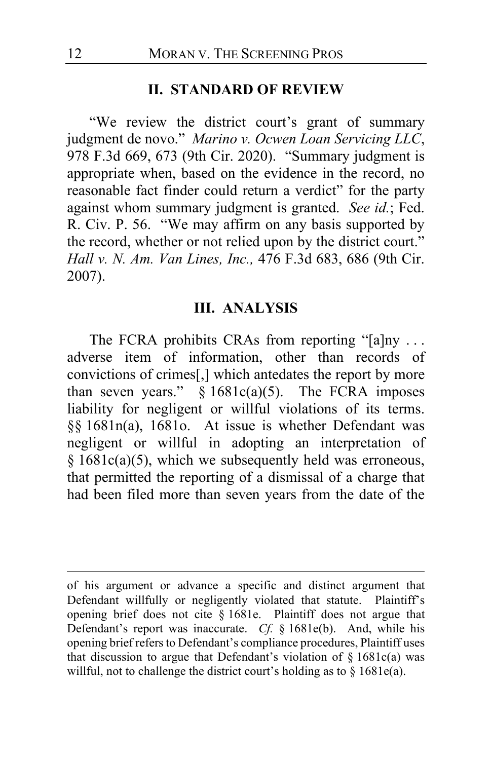## II. STANDARD OF REVIEW

"We review the district court's grant of summary judgment de novo." *Marino v. Ocwen Loan Servicing LLC*, 978 F.3d 669, 673 (9th Cir. 2020). "Summary judgment is appropriate when, based on the evidence in the record, no reasonable fact finder could return a verdict" for the party against whom summary judgment is granted. *See id.*; Fed. R. Civ. P. 56. "We may affirm on any basis supported by the record, whether or not relied upon by the district court." *Hall v. N. Am. Van Lines, Inc.,* 476 F.3d 683, 686 (9th Cir. 2007).

## III. ANALYSIS

The FCRA prohibits CRAs from reporting "[a]ny . . . adverse item of information, other than records of convictions of crimes[,] which antedates the report by more than seven years." § 1681c(a)(5). The FCRA imposes liability for negligent or willful violations of its terms. §§ 1681n(a), 1681o. At issue is whether Defendant was negligent or willful in adopting an interpretation of § 1681c(a)(5), which we subsequently held was erroneous, that permitted the reporting of a dismissal of a charge that had been filed more than seven years from the date of the

---

of his argument or advance a specific and distinct argument that Defendant willfully or negligently violated that statute. Plaintiff's opening brief does not cite § 1681e. Plaintiff does not argue that Defendant's report was inaccurate. *Cf.* § 1681e(b). And, while his opening brief refers to Defendant's compliance procedures, Plaintiff uses that discussion to argue that Defendant's violation of § 1681c(a) was willful, not to challenge the district court's holding as to § 1681e(a).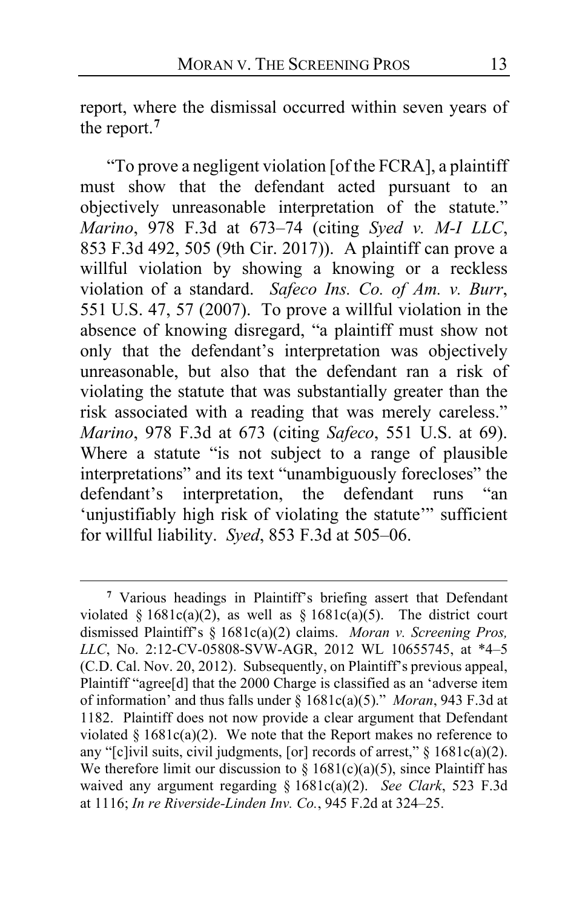report, where the dismissal occurred within seven years of the report.[7]

"To prove a negligent violation [of the FCRA], a plaintiff must show that the defendant acted pursuant to an objectively unreasonable interpretation of the statute." *Marino*, 978 F.3d at 673–74 (citing *Syed v. M-I LLC*, 853 F.3d 492, 505 (9th Cir. 2017)). A plaintiff can prove a willful violation by showing a knowing or a reckless violation of a standard. *Safeco Ins. Co. of Am. v. Burr*, 551 U.S. 47, 57 (2007). To prove a willful violation in the absence of knowing disregard, "a plaintiff must show not only that the defendant's interpretation was objectively unreasonable, but also that the defendant ran a risk of violating the statute that was substantially greater than the risk associated with a reading that was merely careless." *Marino*, 978 F.3d at 673 (citing *Safeco*, 551 U.S. at 69). Where a statute "is not subject to a range of plausible interpretations" and its text "unambiguously forecloses" the defendant's interpretation, the defendant runs "an 'unjustifiably high risk of violating the statute'" sufficient for willful liability. *Syed*, 853 F.3d at 505–06.

---

[7] Various headings in Plaintiff's briefing assert that Defendant violated § 1681c(a)(2), as well as § 1681c(a)(5). The district court dismissed Plaintiff's § 1681c(a)(2) claims. *Moran v. Screening Pros, LLC*, No. 2:12-CV-05808-SVW-AGR, 2012 WL 10655745, at *4–5 (C.D. Cal. Nov. 20, 2012). Subsequently, on Plaintiff's previous appeal, Plaintiff "agree[d] that the 2000 Charge is classified as an 'adverse item of information' and thus falls under § 1681c(a)(5)." *Moran*, 943 F.3d at 1182. Plaintiff does not now provide a clear argument that Defendant violated § 1681c(a)(2). We note that the Report makes no reference to any "[c]ivil suits, civil judgments, [or] records of arrest," § 1681c(a)(2). We therefore limit our discussion to § 1681(c)(a)(5), since Plaintiff has waived any argument regarding § 1681c(a)(2). *See Clark*, 523 F.3d at 1116; *In re Riverside-Linden Inv. Co.*, 945 F.2d at 324–25.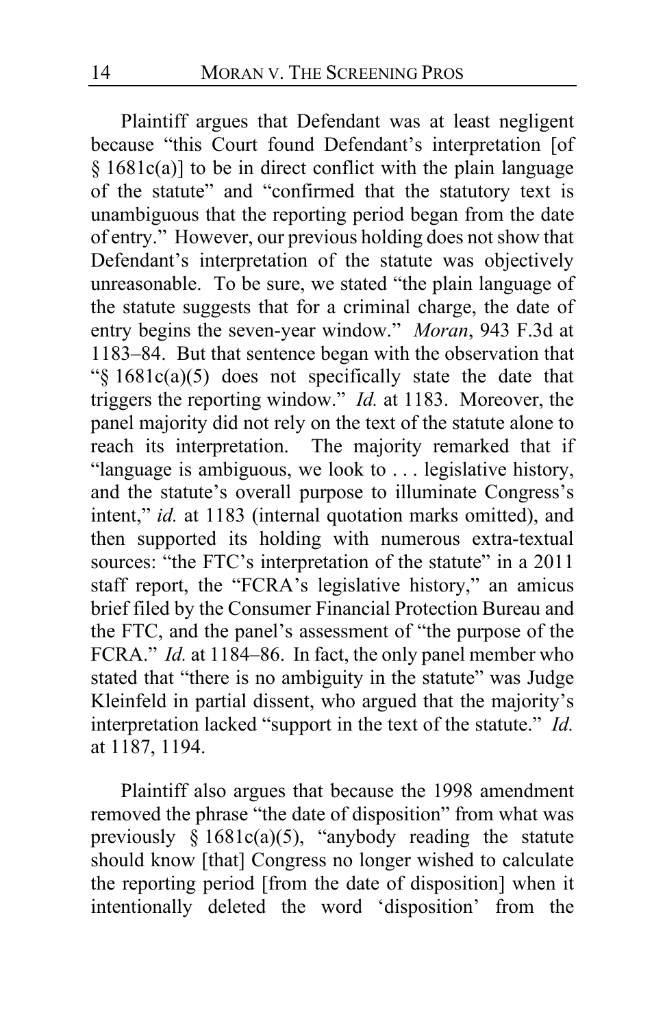Plaintiff argues that Defendant was at least negligent because "this Court found Defendant's interpretation [of § 1681c(a)] to be in direct conflict with the plain language of the statute" and "confirmed that the statutory text is unambiguous that the reporting period began from the date of entry." However, our previous holding does not show that Defendant's interpretation of the statute was objectively unreasonable. To be sure, we stated "the plain language of the statute suggests that for a criminal charge, the date of entry begins the seven-year window." *Moran*, 943 F.3d at 1183–84. But that sentence began with the observation that "§ 1681c(a)(5) does not specifically state the date that triggers the reporting window." *Id.* at 1183. Moreover, the panel majority did not rely on the text of the statute alone to reach its interpretation. The majority remarked that if "language is ambiguous, we look to . . . legislative history, and the statute's overall purpose to illuminate Congress's intent," *id.* at 1183 (internal quotation marks omitted), and then supported its holding with numerous extra-textual sources: "the FTC's interpretation of the statute" in a 2011 staff report, the "FCRA's legislative history," an amicus brief filed by the Consumer Financial Protection Bureau and the FTC, and the panel's assessment of "the purpose of the FCRA." *Id.* at 1184–86. In fact, the only panel member who stated that "there is no ambiguity in the statute" was Judge Kleinfeld in partial dissent, who argued that the majority's interpretation lacked "support in the text of the statute." *Id.* at 1187, 1194.

Plaintiff also argues that because the 1998 amendment removed the phrase "the date of disposition" from what was previously § 1681c(a)(5), "anybody reading the statute should know [that] Congress no longer wished to calculate the reporting period [from the date of disposition] when it intentionally deleted the word 'disposition' from the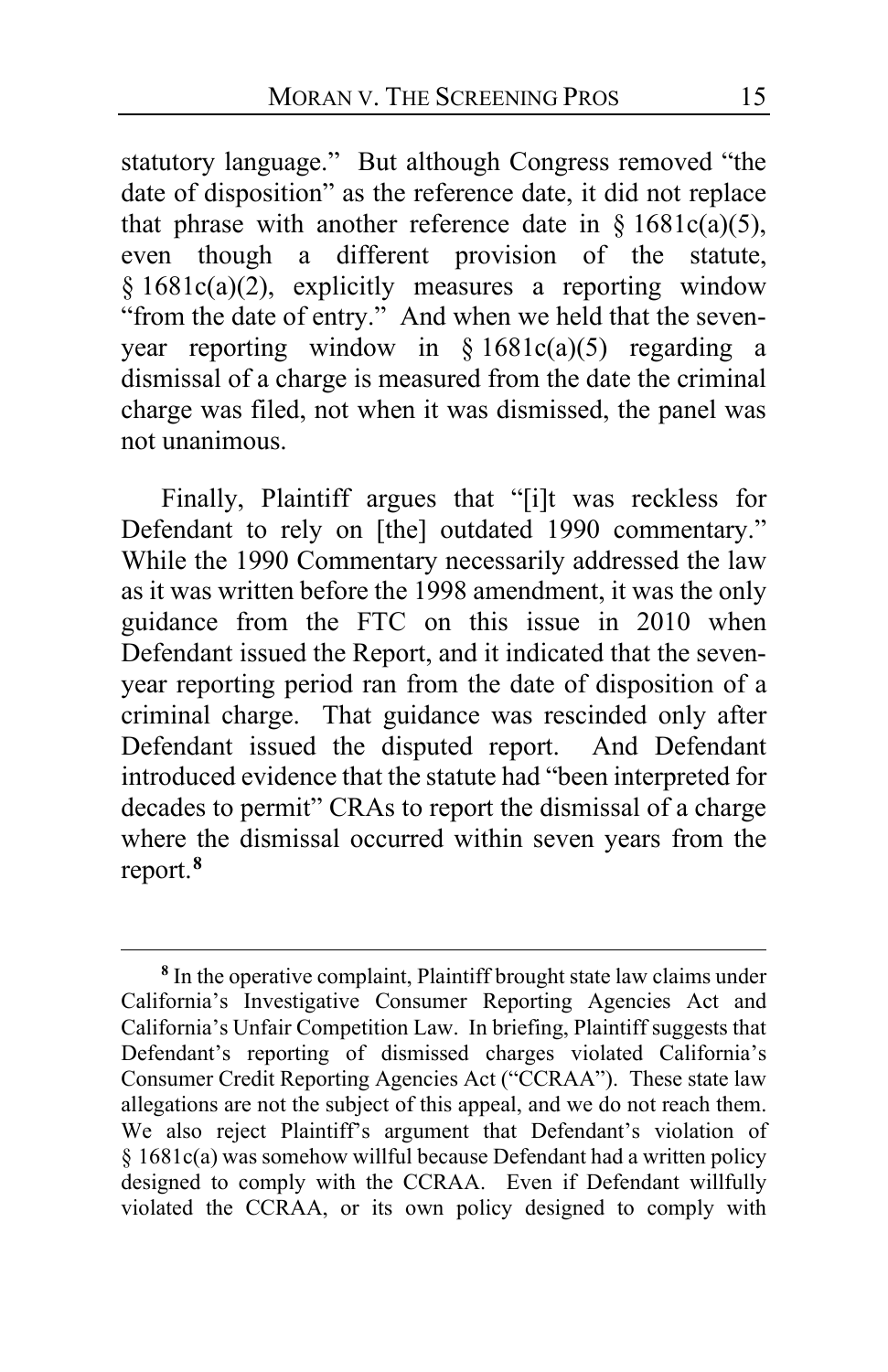statutory language." But although Congress removed "the date of disposition" as the reference date, it did not replace that phrase with another reference date in § 1681c(a)(5), even though a different provision of the statute, § 1681c(a)(2), explicitly measures a reporting window "from the date of entry." And when we held that the seven-year reporting window in § 1681c(a)(5) regarding a dismissal of a charge is measured from the date the criminal charge was filed, not when it was dismissed, the panel was not unanimous.

Finally, Plaintiff argues that "[i]t was reckless for Defendant to rely on [the] outdated 1990 commentary." While the 1990 Commentary necessarily addressed the law as it was written before the 1998 amendment, it was the only guidance from the FTC on this issue in 2010 when Defendant issued the Report, and it indicated that the seven-year reporting period ran from the date of disposition of a criminal charge. That guidance was rescinded only after Defendant issued the disputed report. And Defendant introduced evidence that the statute had "been interpreted for decades to permit" CRAs to report the dismissal of a charge where the dismissal occurred within seven years from the report.[8]

[8] In the operative complaint, Plaintiff brought state law claims under California's Investigative Consumer Reporting Agencies Act and California's Unfair Competition Law. In briefing, Plaintiff suggests that Defendant's reporting of dismissed charges violated California's Consumer Credit Reporting Agencies Act ("CCRAA"). These state law allegations are not the subject of this appeal, and we do not reach them. We also reject Plaintiff's argument that Defendant's violation of § 1681c(a) was somehow willful because Defendant had a written policy designed to comply with the CCRAA. Even if Defendant willfully violated the CCRAA, or its own policy designed to comply with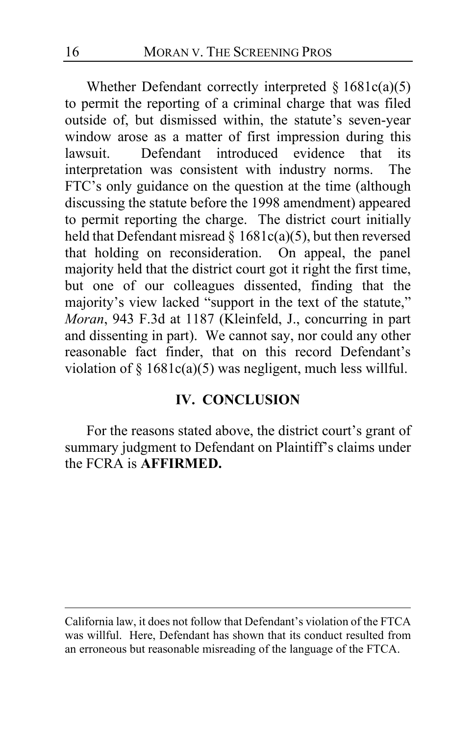Whether Defendant correctly interpreted § 1681c(a)(5) to permit the reporting of a criminal charge that was filed outside of, but dismissed within, the statute's seven-year window arose as a matter of first impression during this lawsuit. Defendant introduced evidence that its interpretation was consistent with industry norms. The FTC's only guidance on the question at the time (although discussing the statute before the 1998 amendment) appeared to permit reporting the charge. The district court initially held that Defendant misread § 1681c(a)(5), but then reversed that holding on reconsideration. On appeal, the panel majority held that the district court got it right the first time, but one of our colleagues dissented, finding that the majority's view lacked "support in the text of the statute," *Moran*, 943 F.3d at 1187 (Kleinfeld, J., concurring in part and dissenting in part). We cannot say, nor could any other reasonable fact finder, that on this record Defendant's violation of § 1681c(a)(5) was negligent, much less willful.

## IV. CONCLUSION

For the reasons stated above, the district court's grant of summary judgment to Defendant on Plaintiff's claims under the FCRA is **AFFIRMED.**

---

California law, it does not follow that Defendant's violation of the FTCA was willful. Here, Defendant has shown that its conduct resulted from an erroneous but reasonable misreading of the language of the FTCA.